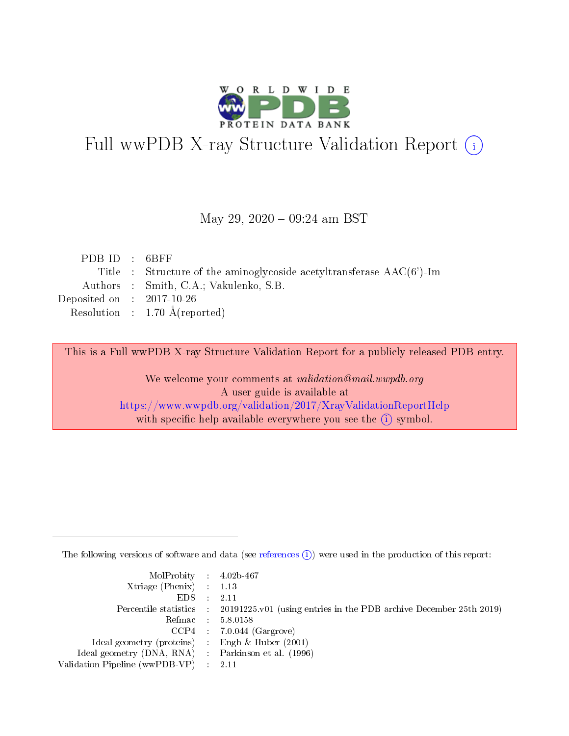# Full wwPDB X-ray Structure Validation Report (i)

May 29, 2020 – 09:24 am BST

| | | |
|---|---|---|
| PDB ID | : | 6BFF |
| Title | : | Structure of the aminoglycoside acetyltransferase AAC(6')-Im |
| Authors | : | Smith, C.A.; Vakulenko, S.B. |
| Deposited on | : | 2017-10-26 |
| Resolution | : | 1.70 Å(reported) |

This is a Full wwPDB X-ray Structure Validation Report for a publicly released PDB entry.

We welcome your comments at *validation@mail.wwpdb.org*
A user guide is available at
https://www.wwpdb.org/validation/2017/XrayValidationReportHelp
with specific help available everywhere you see the (i) symbol.

The following versions of software and data (see references (i)) were used in the production of this report:

| | | |
|---|---|---|
| MolProbity | : | 4.02b-467 |
| Xtriage (Phenix) | : | 1.13 |
| EDS | : | 2.11 |
| Percentile statistics | : | 20191225.v01 (using entries in the PDB archive December 25th 2019) |
| Refmac | : | 5.8.0158 |
| CCP4 | : | 7.0.044 (Gargrove) |
| Ideal geometry (proteins) | : | Engh & Huber (2001) |
| Ideal geometry (DNA, RNA) | : | Parkinson et al. (1996) |
| Validation Pipeline (wwPDB-VP) | : | 2.11 |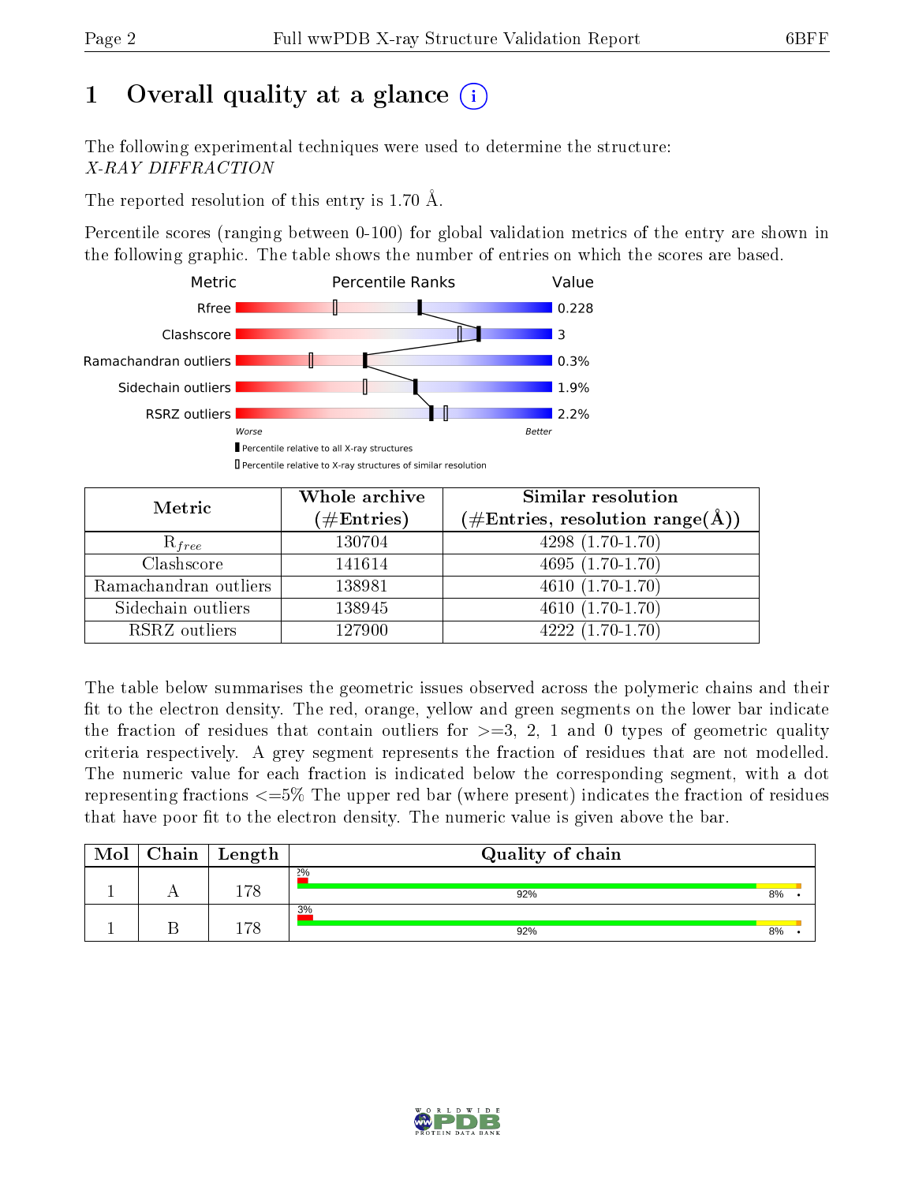# 1 Overall quality at a glance (i)

The following experimental techniques were used to determine the structure:
*X-RAY DIFFRACTION*

The reported resolution of this entry is 1.70 Å.

Percentile scores (ranging between 0-100) for global validation metrics of the entry are shown in the following graphic. The table shows the number of entries on which the scores are based.

Metric
Percentile Ranks
Value
Rfree 0.228
Clashscore 3
Ramachandran outliers 0.3%
Sidechain outliers 1.9%
RSRZ outliers 2.2%
Worse
Better
Percentile relative to all X-ray structures
Percentile relative to X-ray structures of similar resolution

| Metric | Whole archive (#Entries) | Similar resolution (#Entries, resolution range(Å)) |
|---|---|---|
| $R_{free}$ | 130704 | 4298 (1.70-1.70) |
| Clashscore | 141614 | 4695 (1.70-1.70) |
| Ramachandran outliers | 138981 | 4610 (1.70-1.70) |
| Sidechain outliers | 138945 | 4610 (1.70-1.70) |
| RSRZ outliers | 127900 | 4222 (1.70-1.70) |

The table below summarises the geometric issues observed across the polymeric chains and their fit to the electron density. The red, orange, yellow and green segments on the lower bar indicate the fraction of residues that contain outliers for >=3, 2, 1 and 0 types of geometric quality criteria respectively. A grey segment represents the fraction of residues that are not modelled. The numeric value for each fraction is indicated below the corresponding segment, with a dot representing fractions <=5% The upper red bar (where present) indicates the fraction of residues that have poor fit to the electron density. The numeric value is given above the bar.

| Mol | Chain | Length | Quality of chain |
|---|---|---|---|
| 1 | A | 178 | 2%<br>92% 8% • |
| 1 | B | 178 | 3%<br>92% 8% • |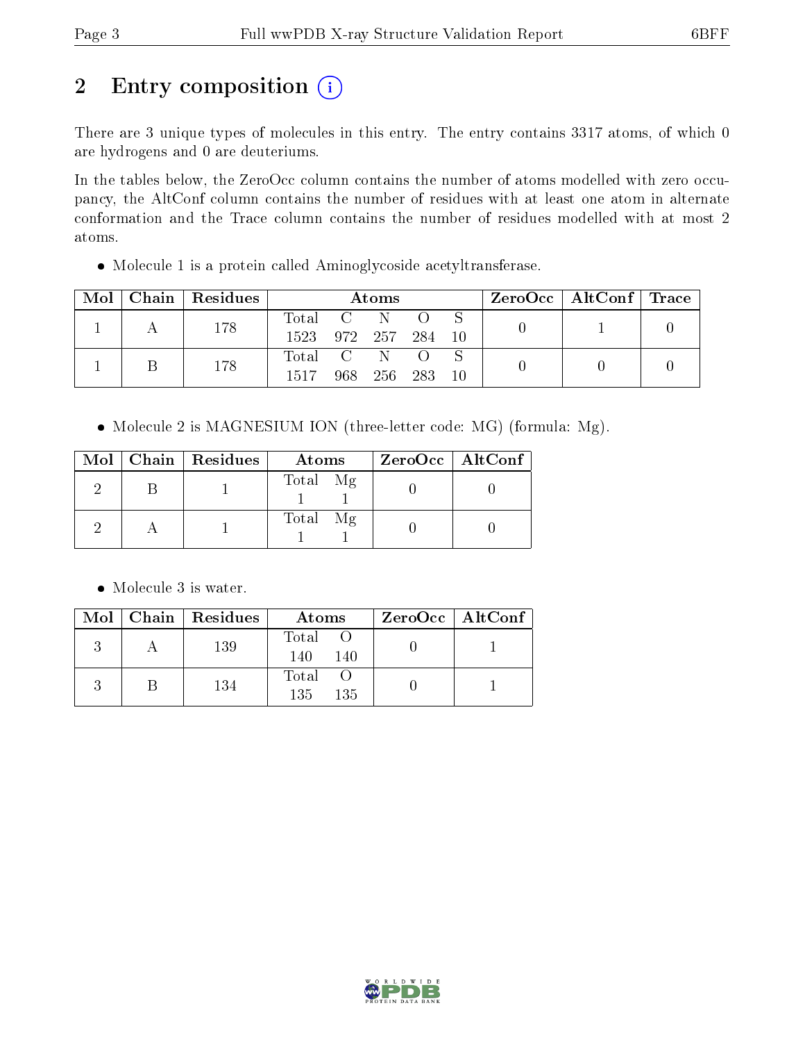# 2 Entry composition (i)

There are 3 unique types of molecules in this entry. The entry contains 3317 atoms, of which 0 are hydrogens and 0 are deuteriums.

In the tables below, the ZeroOcc column contains the number of atoms modelled with zero occupancy, the AltConf column contains the number of residues with at least one atom in alternate conformation and the Trace column contains the number of residues modelled with at most 2 atoms.

- Molecule 1 is a protein called Aminoglycoside acetyltransferase.

| Mol | Chain | Residues | Atoms | | | | | ZeroOcc | AltConf | Trace |
|---|---|---|---|---|---|---|---|---|---|---|
| | | | Total | C | N | O | S | | | |
| 1 | A | 178 | 1523 | 972 | 257 | 284 | 10 | 0 | 1 | 0 |
| 1 | B | 178 | 1517 | 968 | 256 | 283 | 10 | 0 | 0 | 0 |

- Molecule 2 is MAGNESIUM ION (three-letter code: MG) (formula: Mg).

| Mol | Chain | Residues | Atoms | | ZeroOcc | AltConf |
|---|---|---|---|---|---|---|
| | | | Total | Mg | | |
| 2 | B | 1 | 1 | 1 | 0 | 0 |
| 2 | A | 1 | 1 | 1 | 0 | 0 |

- Molecule 3 is water.

| Mol | Chain | Residues | Atoms | | ZeroOcc | AltConf |
|---|---|---|---|---|---|---|
| | | | Total | O | | |
| 3 | A | 139 | 140 | 140 | 0 | 1 |
| 3 | B | 134 | 135 | 135 | 0 | 1 |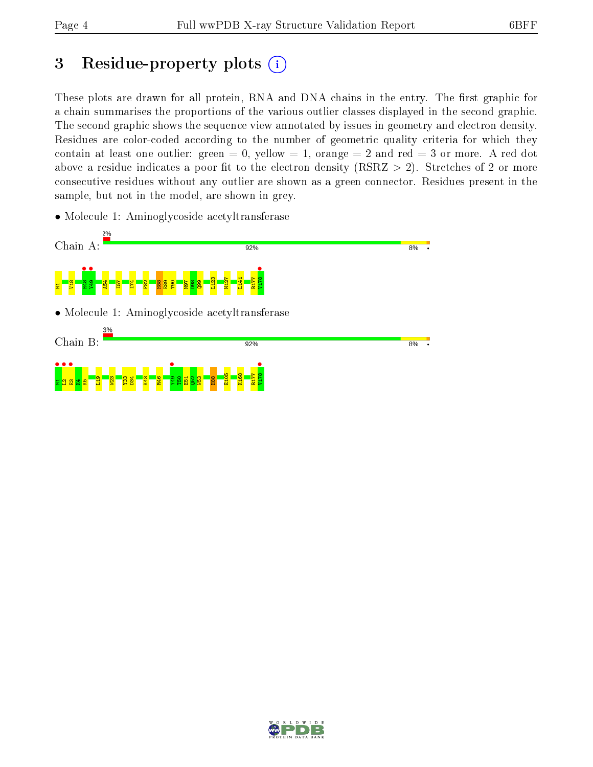# 3 Residue-property plots

These plots are drawn for all protein, RNA and DNA chains in the entry. The first graphic for a chain summarises the proportions of the various outlier classes displayed in the second graphic. The second graphic shows the sequence view annotated by issues in geometry and electron density. Residues are color-coded according to the number of geometric quality criteria for which they contain at least one outlier: green = 0, yellow = 1, orange = 2 and red = 3 or more. A red dot above a residue indicates a poor fit to the electron density (RSRZ > 2). Stretches of 2 or more consecutive residues without any outlier are shown as a green connector. Residues present in the sample, but not in the model, are shown in grey.

- Molecule 1: Aminoglycoside acetyltransferase

Chain A:

2%

92%

8%

M1 V18 H48 Y49 A54 I57 I74 F82 H88 E89 T90 M97 D98 Q99 L123 M127 L141 R177 V178

- Molecule 1: Aminoglycoside acetyltransferase

Chain B:

3%

92%

8%

M1 L2 E3 K4 K5 L19 W23 Y33 D34 K43 R46 Y49 T50 E51 Q52 W53 H88 E105 K168 R177 V178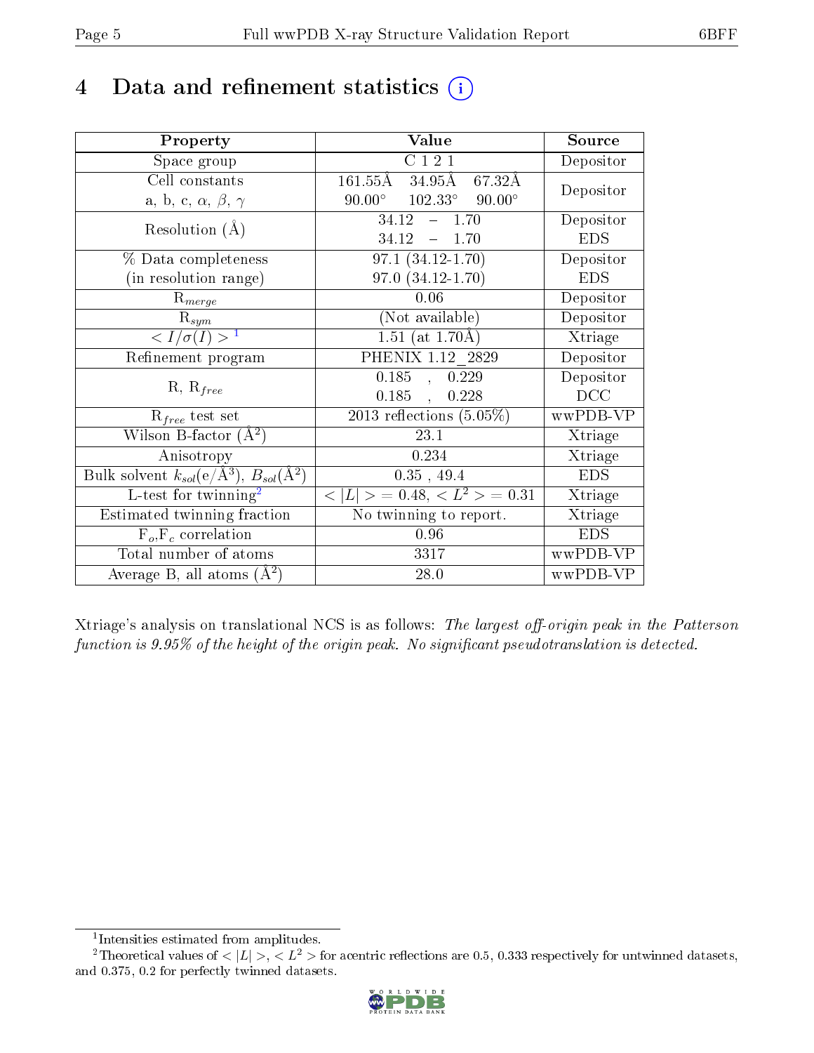# 4 Data and refinement statistics (i)

| Property | Value | Source |
|---|---|---|
| Space group | C 1 2 1 | Depositor |
| Cell constants<br>a, b, c, $\alpha$, $\beta$, $\gamma$ | 161.55Å 34.95Å 67.32Å<br>90.00° 102.33° 90.00° | Depositor |
| Resolution (Å) | 34.12 – 1.70<br>34.12 – 1.70 | Depositor<br>EDS |
| % Data completeness<br>(in resolution range) | 97.1 (34.12-1.70)<br>97.0 (34.12-1.70) | Depositor<br>EDS |
| $R_{merge}$ | 0.06 | Depositor |
| $R_{sym}$ | (Not available) | Depositor |
| $< I/\sigma(I) >$ [1] | 1.51 (at 1.70Å) | Xtriage |
| Refinement program | PHENIX 1.12_2829 | Depositor |
| R, $R_{free}$ | 0.185 , 0.229<br>0.185 , 0.228 | Depositor<br>DCC |
| $R_{free}$ test set | 2013 reflections (5.05%) | wwPDB-VP |
| Wilson B-factor (Å$^2$) | 23.1 | Xtriage |
| Anisotropy | 0.234 | Xtriage |
| Bulk solvent $k_{sol}$(e/Å$^3$), $B_{sol}$(Å$^2$) | 0.35 , 49.4 | EDS |
| L-test for twinning[2] | $< \|L\| >$ = 0.48, $< L^2 >$ = 0.31 | Xtriage |
| Estimated twinning fraction | No twinning to report. | Xtriage |
| $F_o$,$F_c$ correlation | 0.96 | EDS |
| Total number of atoms | 3317 | wwPDB-VP |
| Average B, all atoms (Å$^2$) | 28.0 | wwPDB-VP |

Xtriage's analysis on translational NCS is as follows: *The largest off-origin peak in the Patterson function is 9.95% of the height of the origin peak. No significant pseudotranslation is detected.*

[1] Intensities estimated from amplitudes.

[2] Theoretical values of $< |L| >$, $< L^2 >$ for acentric reflections are 0.5, 0.333 respectively for untwinned datasets, and 0.375, 0.2 for perfectly twinned datasets.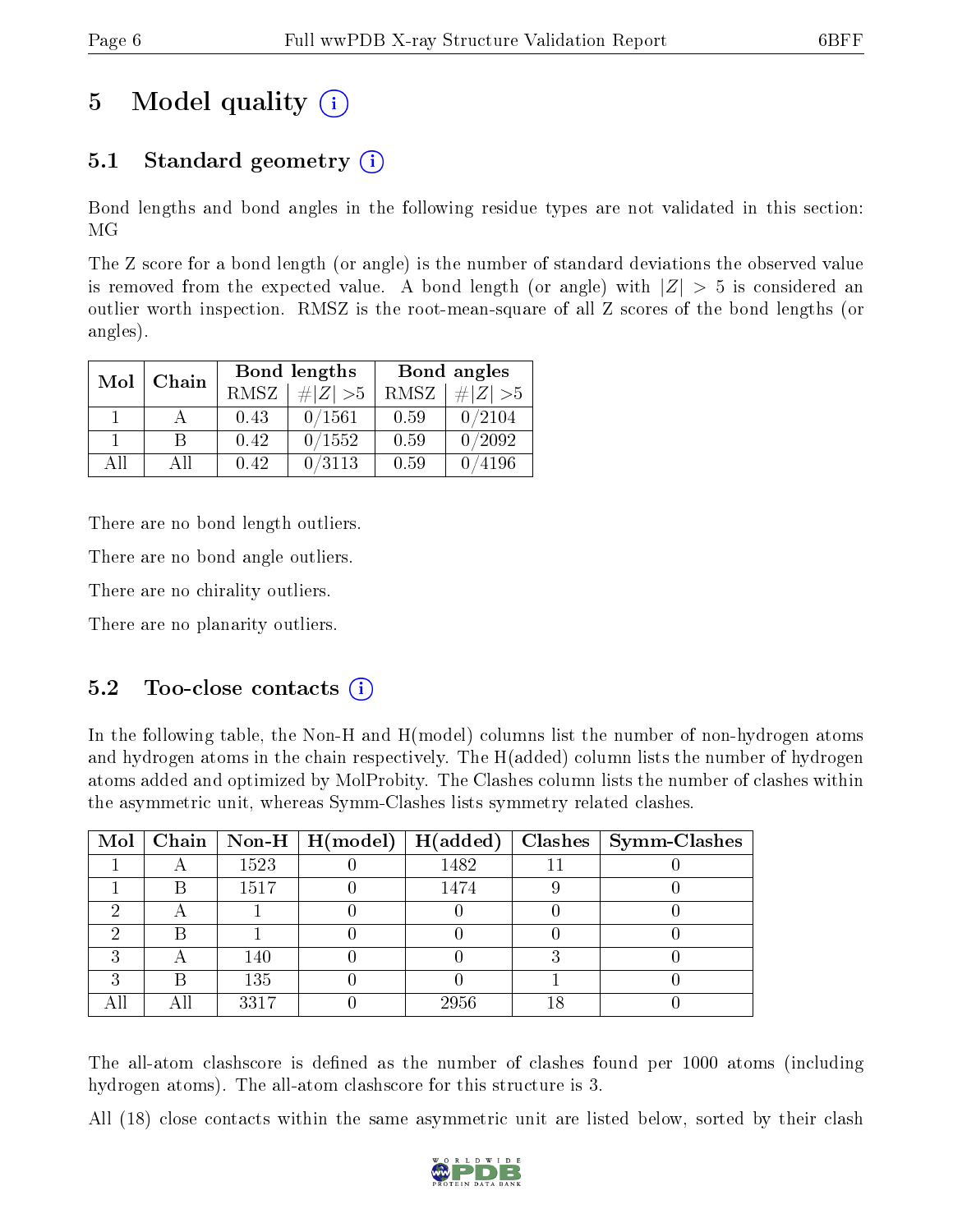# 5 Model quality (i)

## 5.1 Standard geometry (i)

Bond lengths and bond angles in the following residue types are not validated in this section: MG

The Z score for a bond length (or angle) is the number of standard deviations the observed value is removed from the expected value. A bond length (or angle) with $|Z| > 5$ is considered an outlier worth inspection. RMSZ is the root-mean-square of all Z scores of the bond lengths (or angles).

| Mol | Chain | Bond lengths | | Bond angles | |
|---|---|---|---|---|---|
| | | RMSZ | #\|Z\| >5 | RMSZ | #\|Z\| >5 |
| 1 | A | 0.43 | 0/1561 | 0.59 | 0/2104 |
| 1 | B | 0.42 | 0/1552 | 0.59 | 0/2092 |
| All | All | 0.42 | 0/3113 | 0.59 | 0/4196 |

There are no bond length outliers.

There are no bond angle outliers.

There are no chirality outliers.

There are no planarity outliers.

## 5.2 Too-close contacts (i)

In the following table, the Non-H and H(model) columns list the number of non-hydrogen atoms and hydrogen atoms in the chain respectively. The H(added) column lists the number of hydrogen atoms added and optimized by MolProbity. The Clashes column lists the number of clashes within the asymmetric unit, whereas Symm-Clashes lists symmetry related clashes.

| Mol | Chain | Non-H | H(model) | H(added) | Clashes | Symm-Clashes |
|---|---|---|---|---|---|---|
| 1 | A | 1523 | 0 | 1482 | 11 | 0 |
| 1 | B | 1517 | 0 | 1474 | 9 | 0 |
| 2 | A | 1 | 0 | 0 | 0 | 0 |
| 2 | B | 1 | 0 | 0 | 0 | 0 |
| 3 | A | 140 | 0 | 0 | 3 | 0 |
| 3 | B | 135 | 0 | 0 | 1 | 0 |
| All | All | 3317 | 0 | 2956 | 18 | 0 |

The all-atom clashscore is defined as the number of clashes found per 1000 atoms (including hydrogen atoms). The all-atom clashscore for this structure is 3.

All (18) close contacts within the same asymmetric unit are listed below, sorted by their clash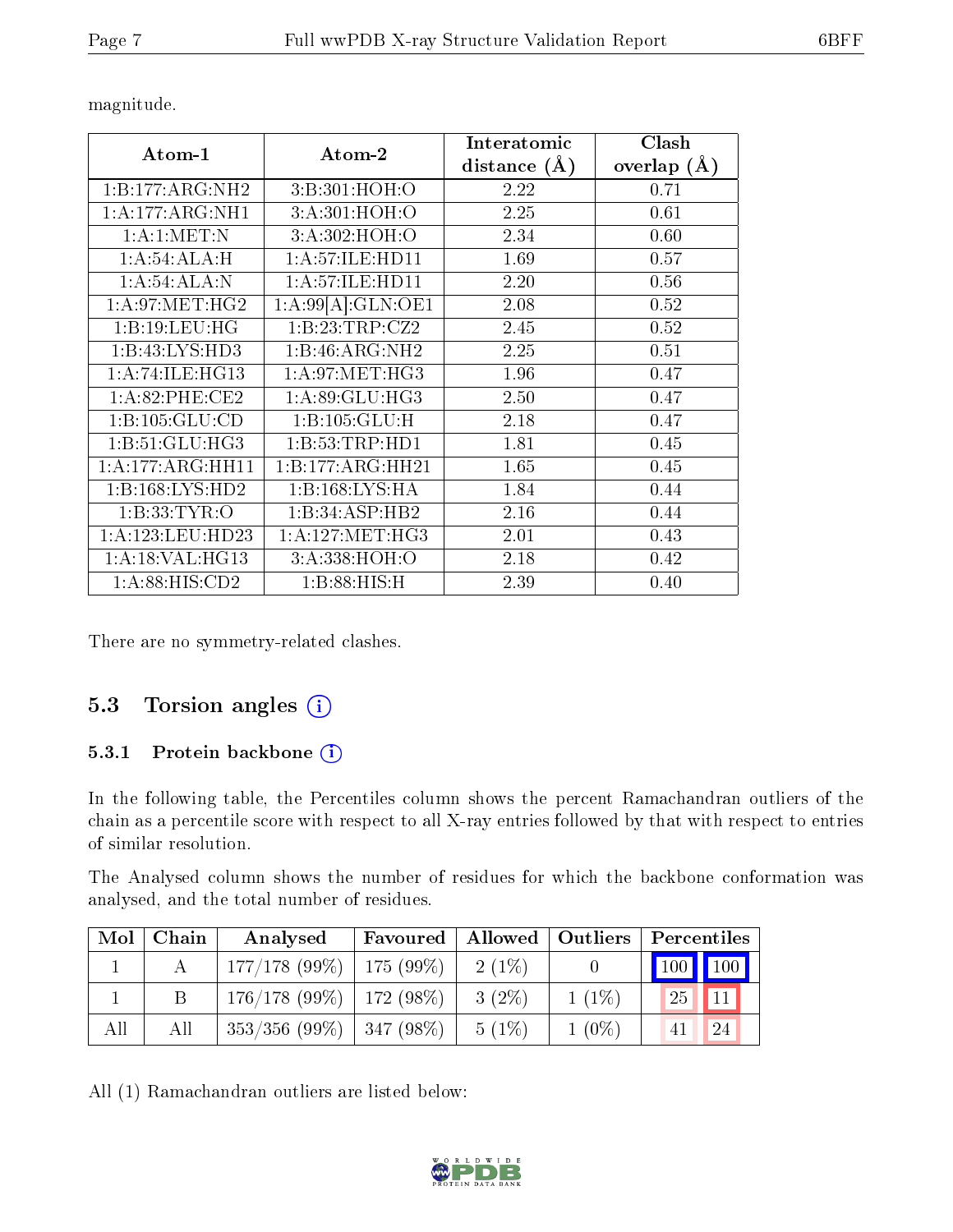magnitude.

| Atom-1 | Atom-2 | Interatomic distance (Å) | Clash overlap (Å) |
|---|---|---|---|
| 1:B:177:ARG:NH2 | 3:B:301:HOH:O | 2.22 | 0.71 |
| 1:A:177:ARG:NH1 | 3:A:301:HOH:O | 2.25 | 0.61 |
| 1:A:1:MET:N | 3:A:302:HOH:O | 2.34 | 0.60 |
| 1:A:54:ALA:H | 1:A:57:ILE:HD11 | 1.69 | 0.57 |
| 1:A:54:ALA:N | 1:A:57:ILE:HD11 | 2.20 | 0.56 |
| 1:A:97:MET:HG2 | 1:A:99[A]:GLN:OE1 | 2.08 | 0.52 |
| 1:B:19:LEU:HG | 1:B:23:TRP:CZ2 | 2.45 | 0.52 |
| 1:B:43:LYS:HD3 | 1:B:46:ARG:NH2 | 2.25 | 0.51 |
| 1:A:74:ILE:HG13 | 1:A:97:MET:HG3 | 1.96 | 0.47 |
| 1:A:82:PHE:CE2 | 1:A:89:GLU:HG3 | 2.50 | 0.47 |
| 1:B:105:GLU:CD | 1:B:105:GLU:H | 2.18 | 0.47 |
| 1:B:51:GLU:HG3 | 1:B:53:TRP:HD1 | 1.81 | 0.45 |
| 1:A:177:ARG:HH11 | 1:B:177:ARG:HH21 | 1.65 | 0.45 |
| 1:B:168:LYS:HD2 | 1:B:168:LYS:HA | 1.84 | 0.44 |
| 1:B:33:TYR:O | 1:B:34:ASP:HB2 | 2.16 | 0.44 |
| 1:A:123:LEU:HD23 | 1:A:127:MET:HG3 | 2.01 | 0.43 |
| 1:A:18:VAL:HG13 | 3:A:338:HOH:O | 2.18 | 0.42 |
| 1:A:88:HIS:CD2 | 1:B:88:HIS:H | 2.39 | 0.40 |

There are no symmetry-related clashes.

## 5.3 Torsion angles

### 5.3.1 Protein backbone

In the following table, the Percentiles column shows the percent Ramachandran outliers of the chain as a percentile score with respect to all X-ray entries followed by that with respect to entries of similar resolution.

The Analysed column shows the number of residues for which the backbone conformation was analysed, and the total number of residues.

| Mol | Chain | Analysed | Favoured | Allowed | Outliers | Percentiles | |
|---|---|---|---|---|---|---|---|
| 1 | A | 177/178 (99%) | 175 (99%) | 2 (1%) | 0 | 100 | 100 |
| 1 | B | 176/178 (99%) | 172 (98%) | 3 (2%) | 1 (1%) | 25 | 11 |
| All | All | 353/356 (99%) | 347 (98%) | 5 (1%) | 1 (0%) | 41 | 24 |

All (1) Ramachandran outliers are listed below: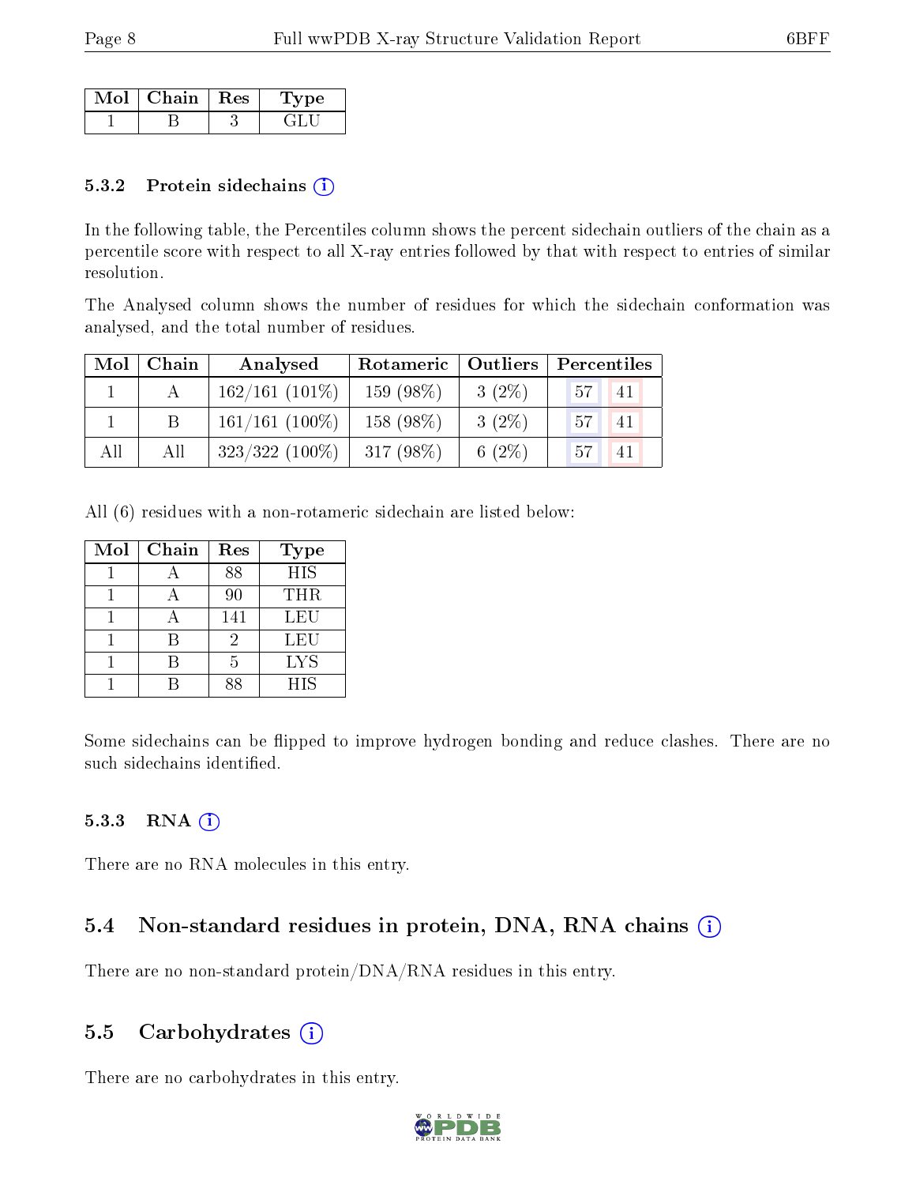| Mol | Chain | Res | Type |
|---|---|---|---|
| 1 | B | 3 | GLU |

### 5.3.2 Protein sidechains

In the following table, the Percentiles column shows the percent sidechain outliers of the chain as a percentile score with respect to all X-ray entries followed by that with respect to entries of similar resolution.

The Analysed column shows the number of residues for which the sidechain conformation was analysed, and the total number of residues.

| Mol | Chain | Analysed | Rotameric | Outliers | Percentiles | |
|---|---|---|---|---|---|---|
| 1 | A | 162/161 (101%) | 159 (98%) | 3 (2%) | 57 | 41 |
| 1 | B | 161/161 (100%) | 158 (98%) | 3 (2%) | 57 | 41 |
| All | All | 323/322 (100%) | 317 (98%) | 6 (2%) | 57 | 41 |

All (6) residues with a non-rotameric sidechain are listed below:

| Mol | Chain | Res | Type |
|---|---|---|---|
| 1 | A | 88 | HIS |
| 1 | A | 90 | THR |
| 1 | A | 141 | LEU |
| 1 | B | 2 | LEU |
| 1 | B | 5 | LYS |
| 1 | B | 88 | HIS |

Some sidechains can be flipped to improve hydrogen bonding and reduce clashes. There are no such sidechains identified.

### 5.3.3 RNA

There are no RNA molecules in this entry.

## 5.4 Non-standard residues in protein, DNA, RNA chains

There are no non-standard protein/DNA/RNA residues in this entry.

## 5.5 Carbohydrates

There are no carbohydrates in this entry.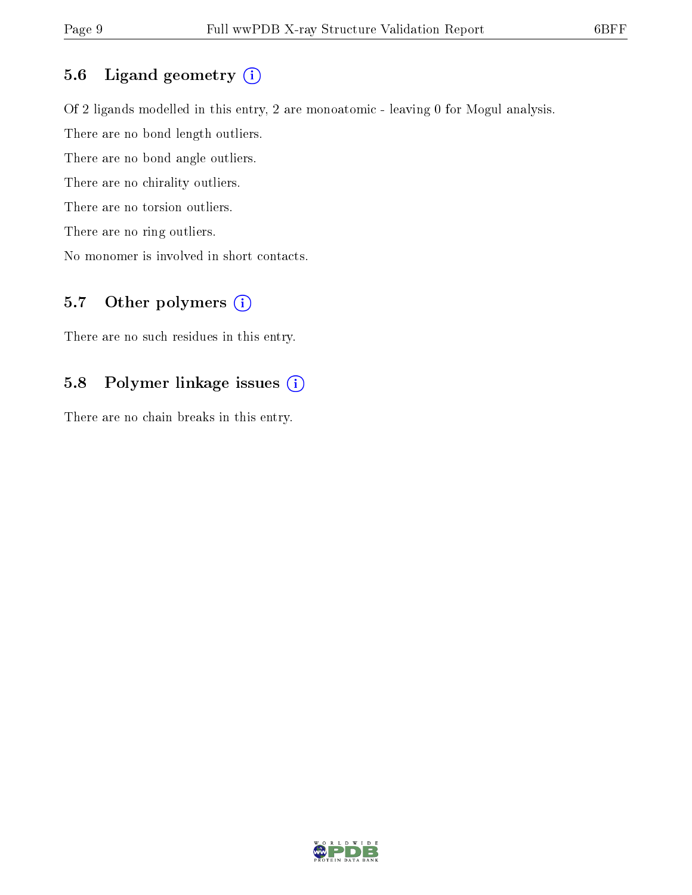### 5.6 Ligand geometry (i)

Of 2 ligands modelled in this entry, 2 are monoatomic - leaving 0 for Mogul analysis.

There are no bond length outliers.

There are no bond angle outliers.

There are no chirality outliers.

There are no torsion outliers.

There are no ring outliers.

No monomer is involved in short contacts.

### 5.7 Other polymers (i)

There are no such residues in this entry.

### 5.8 Polymer linkage issues (i)

There are no chain breaks in this entry.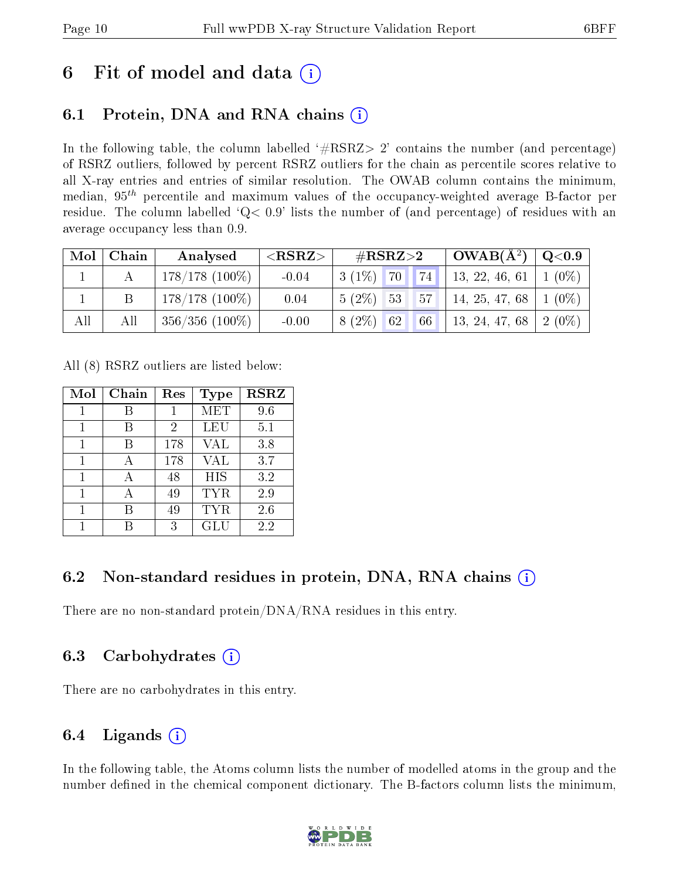# 6 Fit of model and data (i)

## 6.1 Protein, DNA and RNA chains (i)

In the following table, the column labelled '#RSRZ> 2' contains the number (and percentage) of RSRZ outliers, followed by percent RSRZ outliers for the chain as percentile scores relative to all X-ray entries and entries of similar resolution. The OWAB column contains the minimum, median, $95^{th}$ percentile and maximum values of the occupancy-weighted average B-factor per residue. The column labelled 'Q< 0.9' lists the number of (and percentage) of residues with an average occupancy less than 0.9.

| Mol | Chain | Analysed | <RSRZ> | #RSRZ>2 | | | OWAB(Å$^2$) | Q<0.9 |
|---|---|---|---|---|---|---|---|---|
| 1 | A | 178/178 (100%) | -0.04 | 3 (1%) | 70 | 74 | 13, 22, 46, 61 | 1 (0%) |
| 1 | B | 178/178 (100%) | 0.04 | 5 (2%) | 53 | 57 | 14, 25, 47, 68 | 1 (0%) |
| All | All | 356/356 (100%) | -0.00 | 8 (2%) | 62 | 66 | 13, 24, 47, 68 | 2 (0%) |

All (8) RSRZ outliers are listed below:

| Mol | Chain | Res | Type | RSRZ |
|---|---|---|---|---|
| 1 | B | 1 | MET | 9.6 |
| 1 | B | 2 | LEU | 5.1 |
| 1 | B | 178 | VAL | 3.8 |
| 1 | A | 178 | VAL | 3.7 |
| 1 | A | 48 | HIS | 3.2 |
| 1 | A | 49 | TYR | 2.9 |
| 1 | B | 49 | TYR | 2.6 |
| 1 | B | 3 | GLU | 2.2 |

## 6.2 Non-standard residues in protein, DNA, RNA chains (i)

There are no non-standard protein/DNA/RNA residues in this entry.

## 6.3 Carbohydrates (i)

There are no carbohydrates in this entry.

## 6.4 Ligands (i)

In the following table, the Atoms column lists the number of modelled atoms in the group and the number defined in the chemical component dictionary. The B-factors column lists the minimum,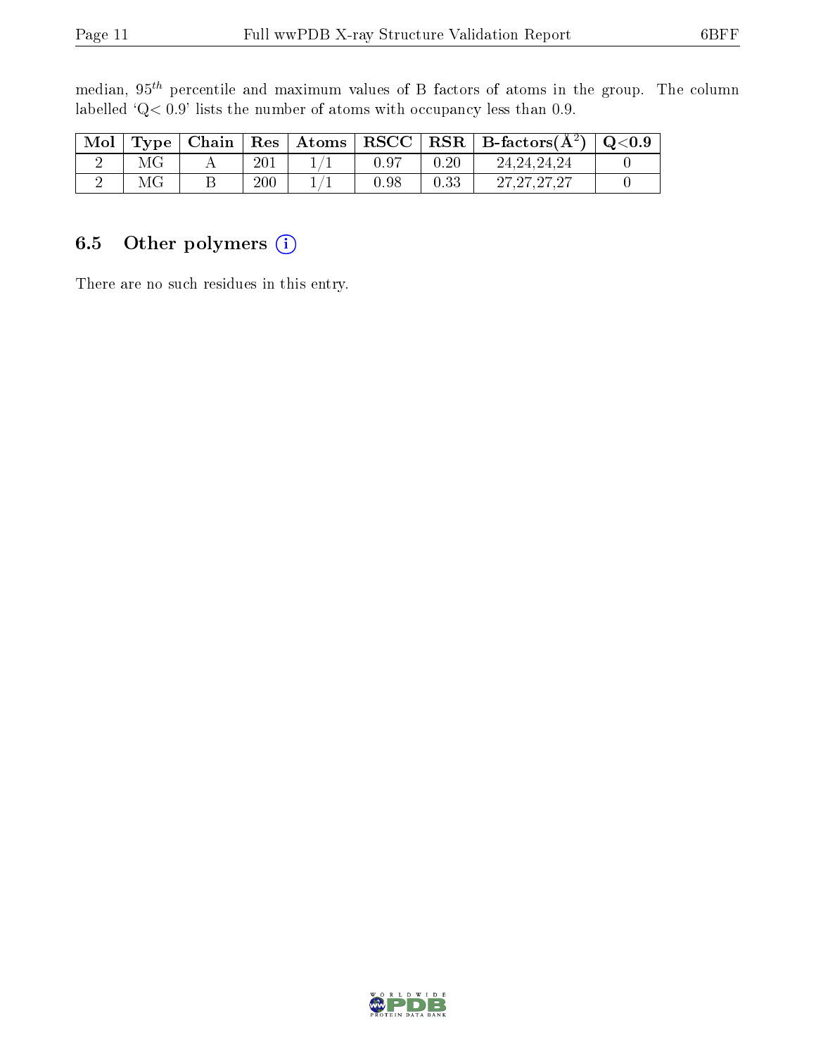median, $95^{th}$ percentile and maximum values of B factors of atoms in the group. The column labelled 'Q< 0.9' lists the number of atoms with occupancy less than 0.9.

| Mol | Type | Chain | Res | Atoms | RSCC | RSR | B-factors($Å^2$) | Q<0.9 |
|---|---|---|---|---|---|---|---|---|
| 2 | MG | A | 201 | 1/1 | 0.97 | 0.20 | 24,24,24,24 | 0 |
| 2 | MG | B | 200 | 1/1 | 0.98 | 0.33 | 27,27,27,27 | 0 |

## 6.5 Other polymers

There are no such residues in this entry.